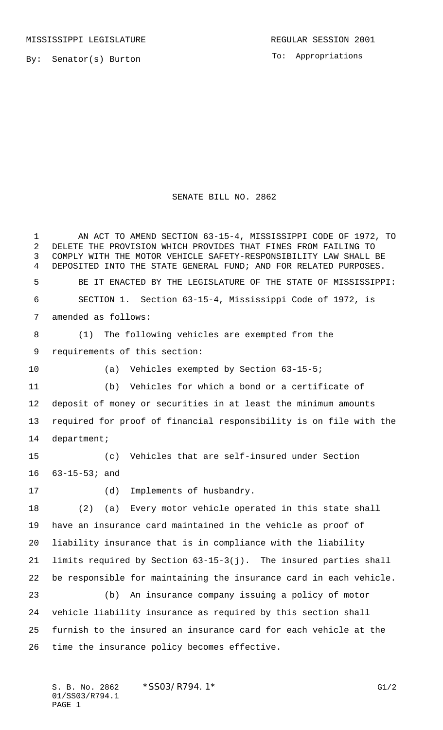MISSISSIPPI LEGISLATURE

REGULAR SESSION 2001

By: Senator(s) Burton

To: Appropriations

# SENATE BILL NO. 2862

AN ACT TO AMEND SECTION 63-15-4, MISSISSIPPI CODE OF 1972, TO DELETE THE PROVISION WHICH PROVIDES THAT FINES FROM FAILING TO COMPLY WITH THE MOTOR VEHICLE SAFETY-RESPONSIBILITY LAW SHALL BE DEPOSITED INTO THE STATE GENERAL FUND; AND FOR RELATED PURPOSES.

BE IT ENACTED BY THE LEGISLATURE OF THE STATE OF MISSISSIPPI:

SECTION 1. Section 63-15-4, Mississippi Code of 1972, is amended as follows:

(1) The following vehicles are exempted from the requirements of this section:

(a) Vehicles exempted by Section 63-15-5;

(b) Vehicles for which a bond or a certificate of deposit of money or securities in at least the minimum amounts required for proof of financial responsibility is on file with the department;

(c) Vehicles that are self-insured under Section 63-15-53; and

(d) Implements of husbandry.

(2) (a) Every motor vehicle operated in this state shall have an insurance card maintained in the vehicle as proof of liability insurance that is in compliance with the liability limits required by Section 63-15-3(j). The insured parties shall be responsible for maintaining the insurance card in each vehicle.

(b) An insurance company issuing a policy of motor vehicle liability insurance as required by this section shall furnish to the insured an insurance card for each vehicle at the time the insurance policy becomes effective.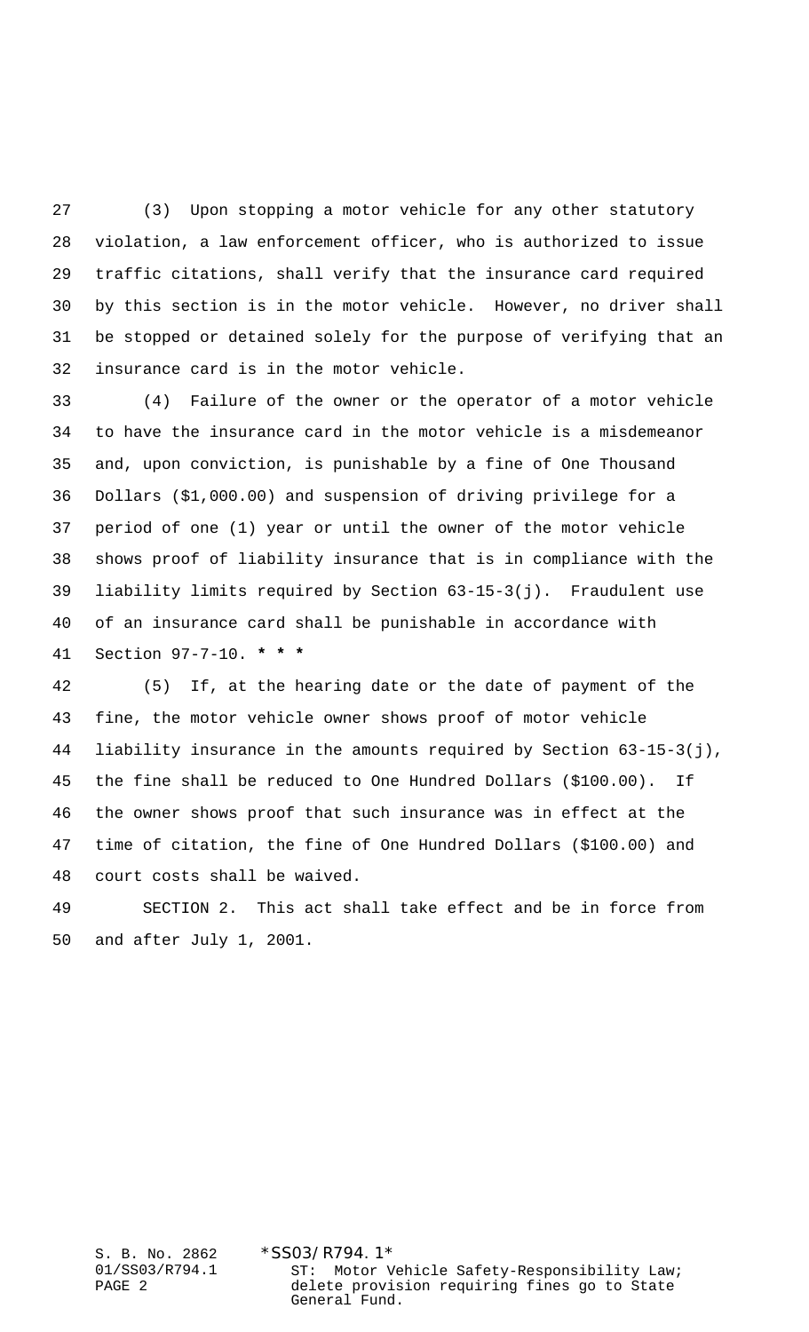(3) Upon stopping a motor vehicle for any other statutory violation, a law enforcement officer, who is authorized to issue traffic citations, shall verify that the insurance card required by this section is in the motor vehicle. However, no driver shall be stopped or detained solely for the purpose of verifying that an insurance card is in the motor vehicle.

(4) Failure of the owner or the operator of a motor vehicle to have the insurance card in the motor vehicle is a misdemeanor and, upon conviction, is punishable by a fine of One Thousand Dollars ($1,000.00) and suspension of driving privilege for a period of one (1) year or until the owner of the motor vehicle shows proof of liability insurance that is in compliance with the liability limits required by Section 63-15-3(j). Fraudulent use of an insurance card shall be punishable in accordance with Section 97-7-10. *** * ***

(5) If, at the hearing date or the date of payment of the fine, the motor vehicle owner shows proof of motor vehicle liability insurance in the amounts required by Section 63-15-3(j), the fine shall be reduced to One Hundred Dollars ($100.00). If the owner shows proof that such insurance was in effect at the time of citation, the fine of One Hundred Dollars ($100.00) and court costs shall be waived.

SECTION 2. This act shall take effect and be in force from and after July 1, 2001.

ST: Motor Vehicle Safety-Responsibility Law; delete provision requiring fines go to State General Fund.